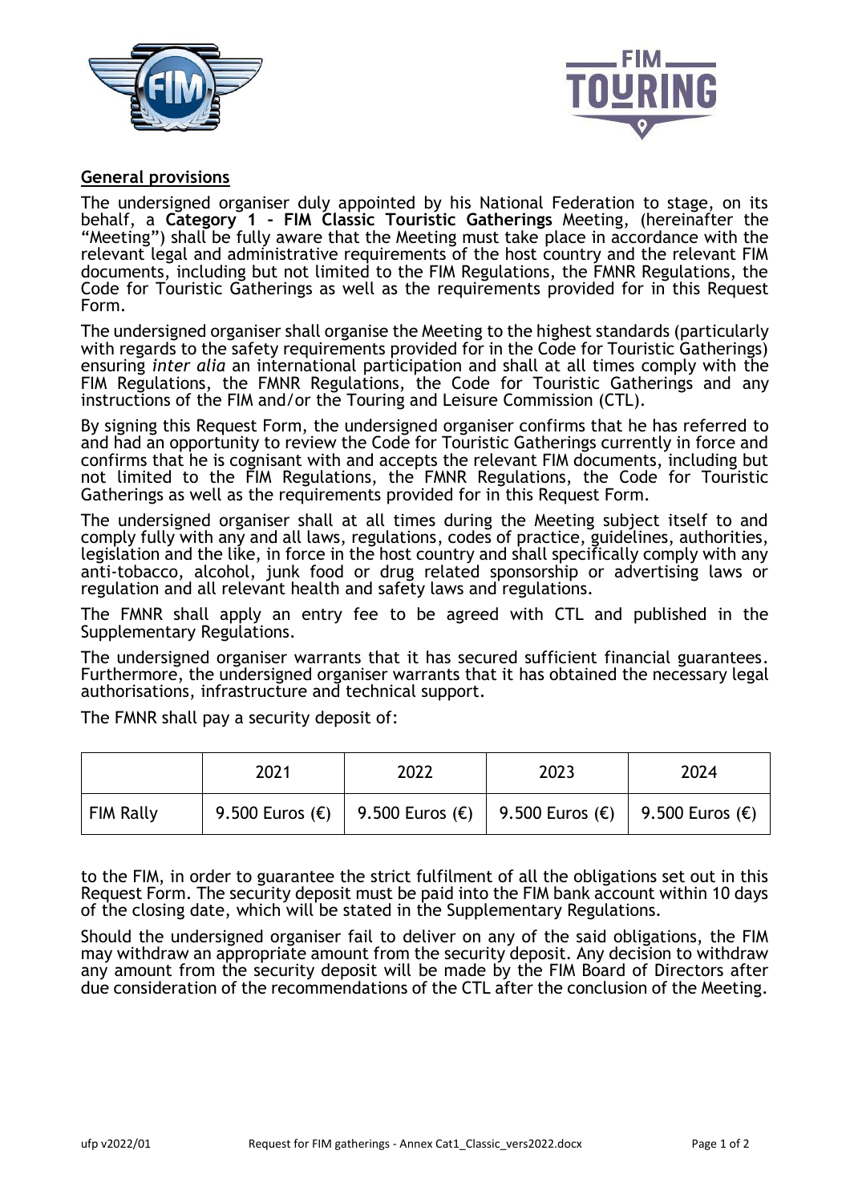## General provisions

The undersigned organiser duly appointed by his National Federation to stage, on its behalf, a **Category 1 - FIM Classic Touristic Gatherings** Meeting, (hereinafter the "Meeting") shall be fully aware that the Meeting must take place in accordance with the relevant legal and administrative requirements of the host country and the relevant FIM documents, including but not limited to the FIM Regulations, the FMNR Regulations, the Code for Touristic Gatherings as well as the requirements provided for in this Request Form.

The undersigned organiser shall organise the Meeting to the highest standards (particularly with regards to the safety requirements provided for in the Code for Touristic Gatherings) ensuring *inter alia* an international participation and shall at all times comply with the FIM Regulations, the FMNR Regulations, the Code for Touristic Gatherings and any instructions of the FIM and/or the Touring and Leisure Commission (CTL).

By signing this Request Form, the undersigned organiser confirms that he has referred to and had an opportunity to review the Code for Touristic Gatherings currently in force and confirms that he is cognisant with and accepts the relevant FIM documents, including but not limited to the FIM Regulations, the FMNR Regulations, the Code for Touristic Gatherings as well as the requirements provided for in this Request Form.

The undersigned organiser shall at all times during the Meeting subject itself to and comply fully with any and all laws, regulations, codes of practice, guidelines, authorities, legislation and the like, in force in the host country and shall specifically comply with any anti-tobacco, alcohol, junk food or drug related sponsorship or advertising laws or regulation and all relevant health and safety laws and regulations.

The FMNR shall apply an entry fee to be agreed with CTL and published in the Supplementary Regulations.

The undersigned organiser warrants that it has secured sufficient financial guarantees. Furthermore, the undersigned organiser warrants that it has obtained the necessary legal authorisations, infrastructure and technical support.

The FMNR shall pay a security deposit of:

| | 2021 | 2022 | 2023 | 2024 |
|---|---|---|---|---|
| FIM Rally | 9.500 Euros (€) | 9.500 Euros (€) | 9.500 Euros (€) | 9.500 Euros (€) |

to the FIM, in order to guarantee the strict fulfilment of all the obligations set out in this Request Form. The security deposit must be paid into the FIM bank account within 10 days of the closing date, which will be stated in the Supplementary Regulations.

Should the undersigned organiser fail to deliver on any of the said obligations, the FIM may withdraw an appropriate amount from the security deposit. Any decision to withdraw any amount from the security deposit will be made by the FIM Board of Directors after due consideration of the recommendations of the CTL after the conclusion of the Meeting.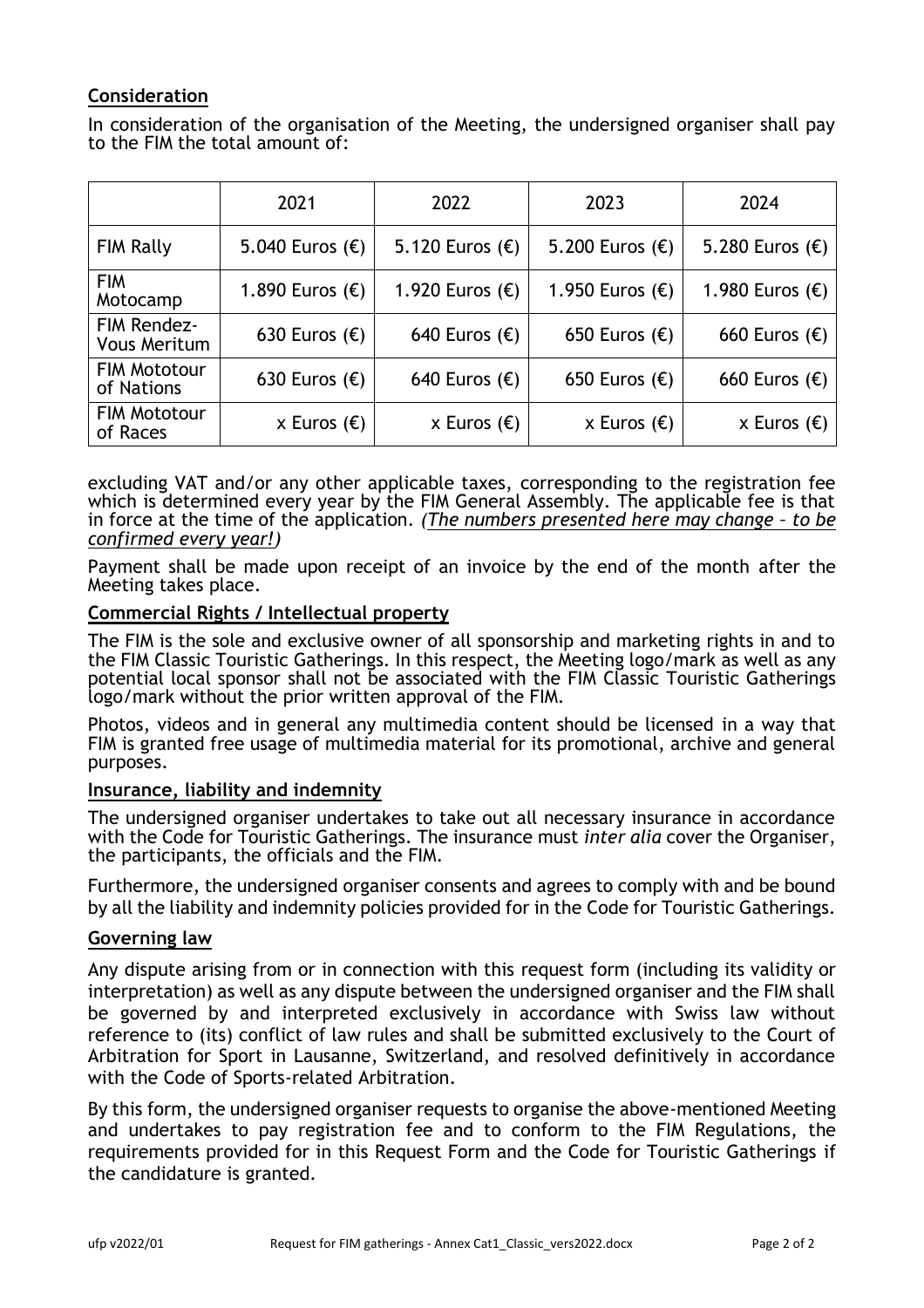**Consideration**

In consideration of the organisation of the Meeting, the undersigned organiser shall pay to the FIM the total amount of:

| | 2021 | 2022 | 2023 | 2024 |
|---|---|---|---|---|
| FIM Rally | 5.040 Euros (€) | 5.120 Euros (€) | 5.200 Euros (€) | 5.280 Euros (€) |
| FIM Motocamp | 1.890 Euros (€) | 1.920 Euros (€) | 1.950 Euros (€) | 1.980 Euros (€) |
| FIM Rendez-Vous Meritum | 630 Euros (€) | 640 Euros (€) | 650 Euros (€) | 660 Euros (€) |
| FIM Mototour of Nations | 630 Euros (€) | 640 Euros (€) | 650 Euros (€) | 660 Euros (€) |
| FIM Mototour of Races | x Euros (€) | x Euros (€) | x Euros (€) | x Euros (€) |

excluding VAT and/or any other applicable taxes, corresponding to the registration fee which is determined every year by the FIM General Assembly. The applicable fee is that in force at the time of the application. *(The numbers presented here may change – to be confirmed every year!)*

Payment shall be made upon receipt of an invoice by the end of the month after the Meeting takes place.

**Commercial Rights / Intellectual property**

The FIM is the sole and exclusive owner of all sponsorship and marketing rights in and to the FIM Classic Touristic Gatherings. In this respect, the Meeting logo/mark as well as any potential local sponsor shall not be associated with the FIM Classic Touristic Gatherings logo/mark without the prior written approval of the FIM.

Photos, videos and in general any multimedia content should be licensed in a way that FIM is granted free usage of multimedia material for its promotional, archive and general purposes.

**Insurance, liability and indemnity**

The undersigned organiser undertakes to take out all necessary insurance in accordance with the Code for Touristic Gatherings. The insurance must *inter alia* cover the Organiser, the participants, the officials and the FIM.

Furthermore, the undersigned organiser consents and agrees to comply with and be bound by all the liability and indemnity policies provided for in the Code for Touristic Gatherings.

**Governing law**

Any dispute arising from or in connection with this request form (including its validity or interpretation) as well as any dispute between the undersigned organiser and the FIM shall be governed by and interpreted exclusively in accordance with Swiss law without reference to (its) conflict of law rules and shall be submitted exclusively to the Court of Arbitration for Sport in Lausanne, Switzerland, and resolved definitively in accordance with the Code of Sports-related Arbitration.

By this form, the undersigned organiser requests to organise the above-mentioned Meeting and undertakes to pay registration fee and to conform to the FIM Regulations, the requirements provided for in this Request Form and the Code for Touristic Gatherings if the candidature is granted.